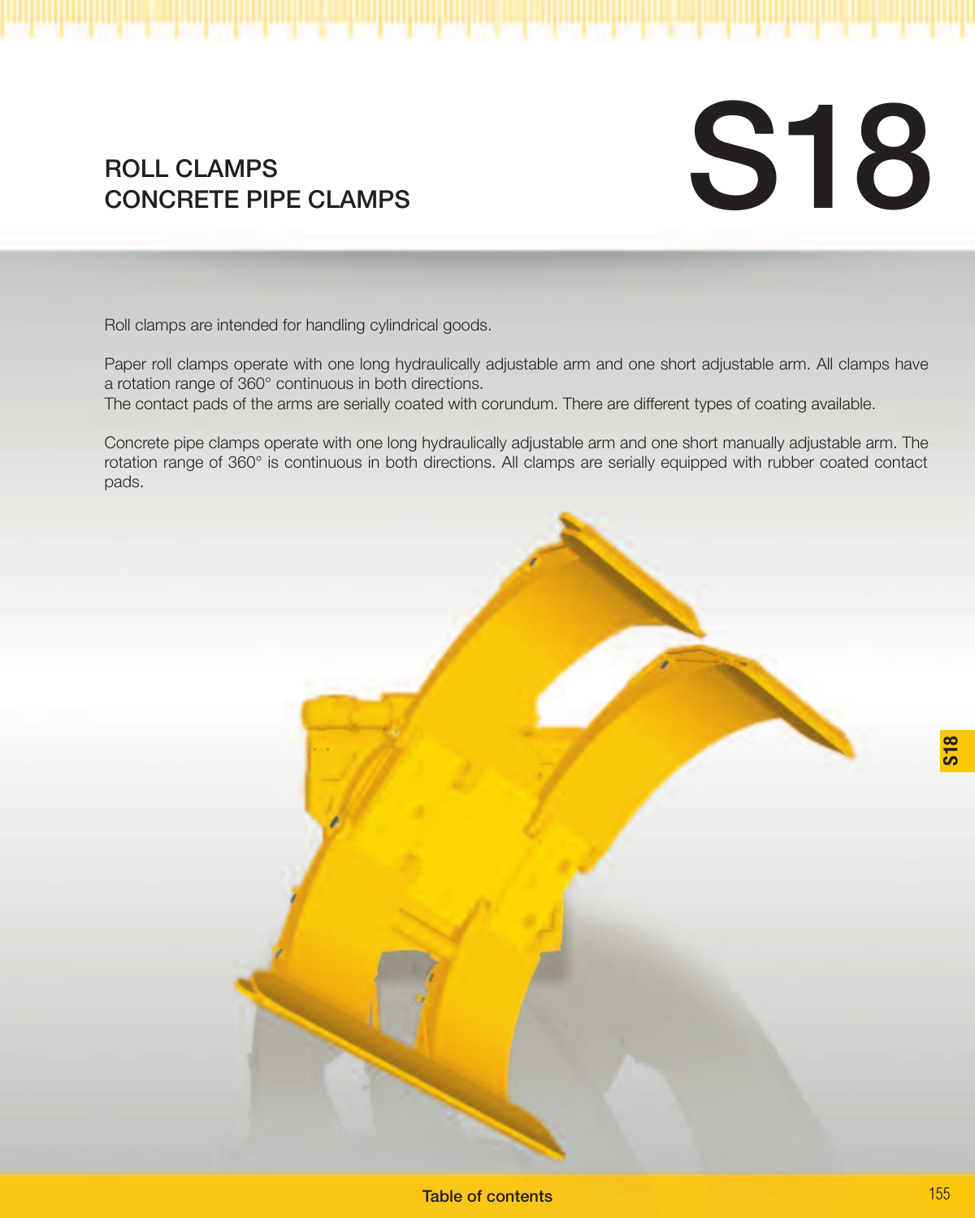# S18

## ROLL CLAMPS
## CONCRETE PIPE CLAMPS

Roll clamps are intended for handling cylindrical goods.

Paper roll clamps operate with one long hydraulically adjustable arm and one short adjustable arm. All clamps have a rotation range of 360° continuous in both directions.
The contact pads of the arms are serially coated with corundum. There are different types of coating available.

Concrete pipe clamps operate with one long hydraulically adjustable arm and one short manually adjustable arm. The rotation range of 360° is continuous in both directions. All clamps are serially equipped with rubber coated contact pads.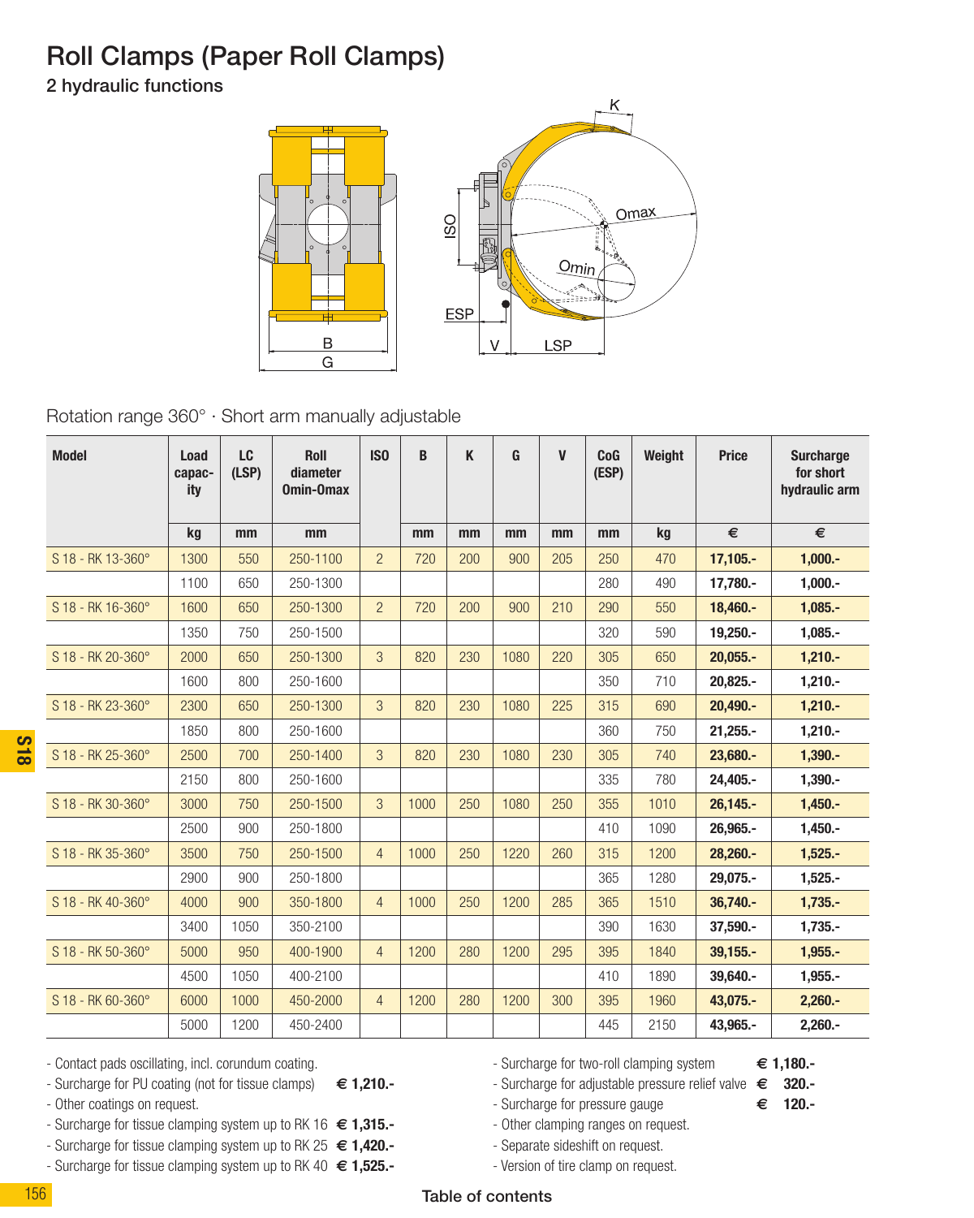# Roll Clamps (Paper Roll Clamps)

## 2 hydraulic functions

Rotation range 360° · Short arm manually adjustable

| Model | Load capacity | LC (LSP) | Roll diameter Omin-Omax | ISO | B | K | G | V | CoG (ESP) | Weight | Price | Surcharge for short hydraulic arm |
|---|---|---|---|---|---|---|---|---|---|---|---|---|
| | kg | mm | mm | | mm | mm | mm | mm | mm | kg | € | € |
| S 18 - RK 13-360° | 1300 | 550 | 250-1100 | 2 | 720 | 200 | 900 | 205 | 250 | 470 | **17,105.-** | **1,000.-** |
| | 1100 | 650 | 250-1300 | | | | | | 280 | 490 | **17,780.-** | **1,000.-** |
| S 18 - RK 16-360° | 1600 | 650 | 250-1300 | 2 | 720 | 200 | 900 | 210 | 290 | 550 | **18,460.-** | **1,085.-** |
| | 1350 | 750 | 250-1500 | | | | | | 320 | 590 | **19,250.-** | **1,085.-** |
| S 18 - RK 20-360° | 2000 | 650 | 250-1300 | 3 | 820 | 230 | 1080 | 220 | 305 | 650 | **20,055.-** | **1,210.-** |
| | 1600 | 800 | 250-1600 | | | | | | 350 | 710 | **20,825.-** | **1,210.-** |
| S 18 - RK 23-360° | 2300 | 650 | 250-1300 | 3 | 820 | 230 | 1080 | 225 | 315 | 690 | **20,490.-** | **1,210.-** |
| | 1850 | 800 | 250-1600 | | | | | | 360 | 750 | **21,255.-** | **1,210.-** |
| S 18 - RK 25-360° | 2500 | 700 | 250-1400 | 3 | 820 | 230 | 1080 | 230 | 305 | 740 | **23,680.-** | **1,390.-** |
| | 2150 | 800 | 250-1600 | | | | | | 335 | 780 | **24,405.-** | **1,390.-** |
| S 18 - RK 30-360° | 3000 | 750 | 250-1500 | 3 | 1000 | 250 | 1080 | 250 | 355 | 1010 | **26,145.-** | **1,450.-** |
| | 2500 | 900 | 250-1800 | | | | | | 410 | 1090 | **26,965.-** | **1,450.-** |
| S 18 - RK 35-360° | 3500 | 750 | 250-1500 | 4 | 1000 | 250 | 1220 | 260 | 315 | 1200 | **28,260.-** | **1,525.-** |
| | 2900 | 900 | 250-1800 | | | | | | 365 | 1280 | **29,075.-** | **1,525.-** |
| S 18 - RK 40-360° | 4000 | 900 | 350-1800 | 4 | 1000 | 250 | 1200 | 285 | 365 | 1510 | **36,740.-** | **1,735.-** |
| | 3400 | 1050 | 350-2100 | | | | | | 390 | 1630 | **37,590.-** | **1,735.-** |
| S 18 - RK 50-360° | 5000 | 950 | 400-1900 | 4 | 1200 | 280 | 1200 | 295 | 395 | 1840 | **39,155.-** | **1,955.-** |
| | 4500 | 1050 | 400-2100 | | | | | | 410 | 1890 | **39,640.-** | **1,955.-** |
| S 18 - RK 60-360° | 6000 | 1000 | 450-2000 | 4 | 1200 | 280 | 1200 | 300 | 395 | 1960 | **43,075.-** | **2,260.-** |
| | 5000 | 1200 | 450-2400 | | | | | | 445 | 2150 | **43,965.-** | **2,260.-** |

- Contact pads oscillating, incl. corundum coating.
- Surcharge for PU coating (not for tissue clamps) **€ 1,210.-**
- Other coatings on request.
- Surcharge for tissue clamping system up to RK 16 **€ 1,315.-**
- Surcharge for tissue clamping system up to RK 25 **€ 1,420.-**
- Surcharge for tissue clamping system up to RK 40 **€ 1,525.-**
- Surcharge for two-roll clamping system **€ 1,180.-**
- Surcharge for adjustable pressure relief valve **€ 320.-**
- Surcharge for pressure gauge **€ 120.-**
- Other clamping ranges on request.
- Separate sideshift on request.
- Version of tire clamp on request.

Table of contents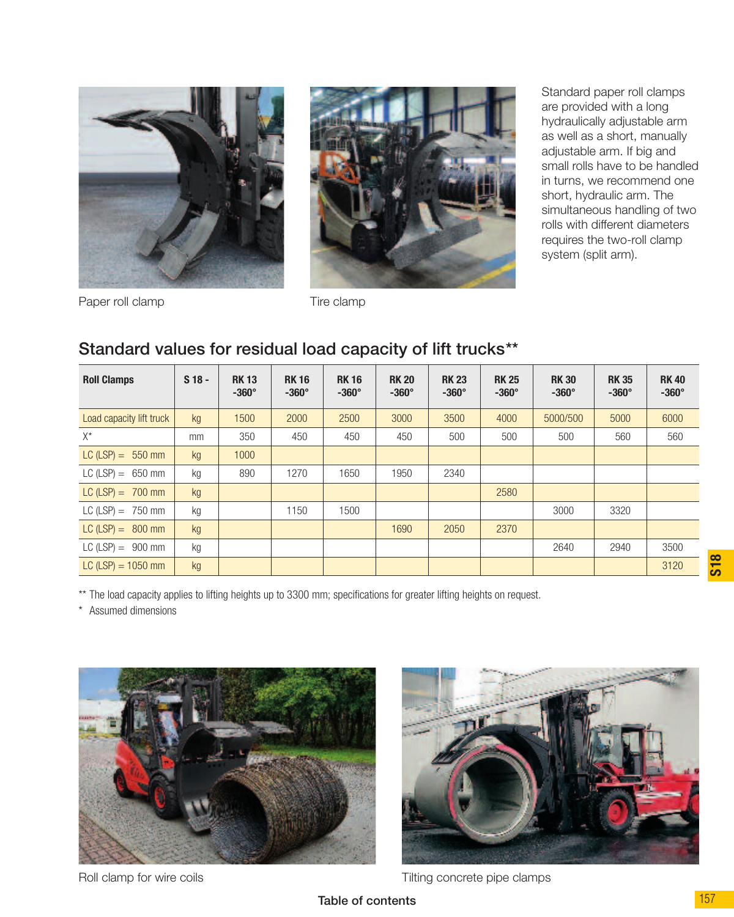Paper roll clamp

Tire clamp

Standard paper roll clamps are provided with a long hydraulically adjustable arm as well as a short, manually adjustable arm. If big and small rolls have to be handled in turns, we recommend one short, hydraulic arm. The simultaneous handling of two rolls with different diameters requires the two-roll clamp system (split arm).

## Standard values for residual load capacity of lift trucks**

| Roll Clamps | S 18 - | RK 13 -360° | RK 16 -360° | RK 16 -360° | RK 20 -360° | RK 23 -360° | RK 25 -360° | RK 30 -360° | RK 35 -360° | RK 40 -360° |
|---|---|---|---|---|---|---|---|---|---|---|
| Load capacity lift truck | kg | 1500 | 2000 | 2500 | 3000 | 3500 | 4000 | 5000/500 | 5000 | 6000 |
| X* | mm | 350 | 450 | 450 | 450 | 500 | 500 | 500 | 560 | 560 |
| LC (LSP) = 550 mm | kg | 1000 | | | | | | | | |
| LC (LSP) = 650 mm | kg | 890 | 1270 | 1650 | 1950 | 2340 | | | | |
| LC (LSP) = 700 mm | kg | | | | | | 2580 | | | |
| LC (LSP) = 750 mm | kg | | 1150 | 1500 | | | | 3000 | 3320 | |
| LC (LSP) = 800 mm | kg | | | | 1690 | 2050 | 2370 | | | |
| LC (LSP) = 900 mm | kg | | | | | | | 2640 | 2940 | 3500 |
| LC (LSP) = 1050 mm | kg | | | | | | | | | 3120 |

** The load capacity applies to lifting heights up to 3300 mm; specifications for greater lifting heights on request.

* Assumed dimensions

Roll clamp for wire coils

Tilting concrete pipe clamps

Table of contents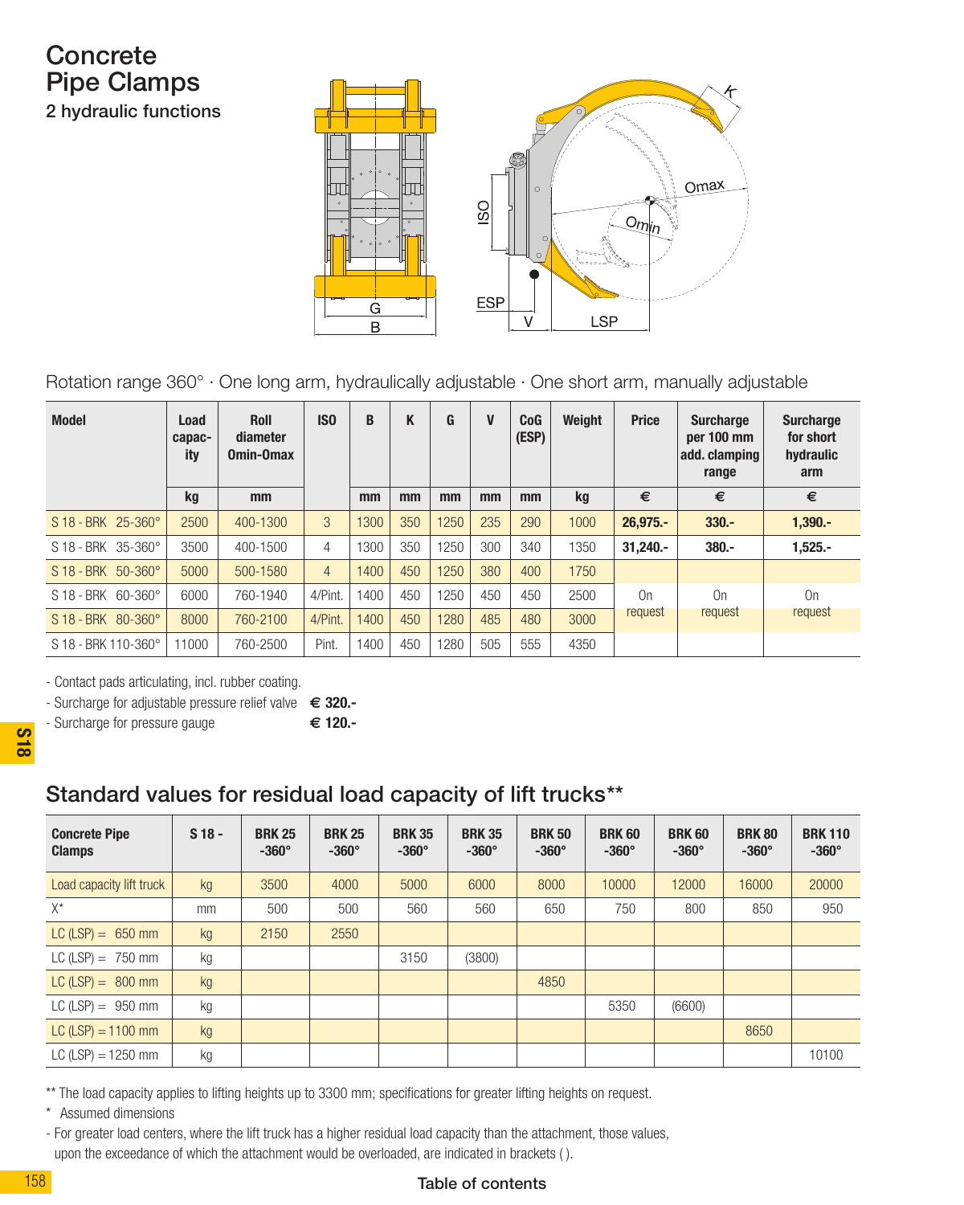# Concrete Pipe Clamps

2 hydraulic functions

K
Omax
Omin
ISO
ESP
V
LSP
G
B

Rotation range 360° · One long arm, hydraulically adjustable · One short arm, manually adjustable

| Model | Load capac-ity | Roll diameter Omin-Omax | ISO | B | K | G | V | CoG (ESP) | Weight | Price | Surcharge per 100 mm add. clamping range | Surcharge for short hydraulic arm |
|---|---|---|---|---|---|---|---|---|---|---|---|---|
| | kg | mm | | mm | mm | mm | mm | mm | kg | € | € | € |
| S 18 - BRK 25-360° | 2500 | 400-1300 | 3 | 1300 | 350 | 1250 | 235 | 290 | 1000 | **26,975.-** | **330.-** | **1,390.-** |
| S 18 - BRK 35-360° | 3500 | 400-1500 | 4 | 1300 | 350 | 1250 | 300 | 340 | 1350 | **31,240.-** | **380.-** | **1,525.-** |
| S 18 - BRK 50-360° | 5000 | 500-1580 | 4 | 1400 | 450 | 1250 | 380 | 400 | 1750 | | | |
| S 18 - BRK 60-360° | 6000 | 760-1940 | 4/Pint. | 1400 | 450 | 1250 | 450 | 450 | 2500 | On request | On request | On request |
| S 18 - BRK 80-360° | 8000 | 760-2100 | 4/Pint. | 1400 | 450 | 1280 | 485 | 480 | 3000 | | | |
| S 18 - BRK 110-360° | 11000 | 760-2500 | Pint. | 1400 | 450 | 1280 | 505 | 555 | 4350 | | | |

- Contact pads articulating, incl. rubber coating.
- Surcharge for adjustable pressure relief valve **€ 320.-**
- Surcharge for pressure gauge **€ 120.-**

## Standard values for residual load capacity of lift trucks**

| Concrete Pipe Clamps | S 18 - | BRK 25 -360° | BRK 25 -360° | BRK 35 -360° | BRK 35 -360° | BRK 50 -360° | BRK 60 -360° | BRK 60 -360° | BRK 80 -360° | BRK 110 -360° |
|---|---|---|---|---|---|---|---|---|---|---|
| Load capacity lift truck | kg | 3500 | 4000 | 5000 | 6000 | 8000 | 10000 | 12000 | 16000 | 20000 |
| X* | mm | 500 | 500 | 560 | 560 | 650 | 750 | 800 | 850 | 950 |
| LC (LSP) = 650 mm | kg | 2150 | 2550 | | | | | | | |
| LC (LSP) = 750 mm | kg | | | 3150 | (3800) | | | | | |
| LC (LSP) = 800 mm | kg | | | | | 4850 | | | | |
| LC (LSP) = 950 mm | kg | | | | | | 5350 | (6600) | | |
| LC (LSP) = 1100 mm | kg | | | | | | | | 8650 | |
| LC (LSP) = 1250 mm | kg | | | | | | | | | 10100 |

** The load capacity applies to lifting heights up to 3300 mm; specifications for greater lifting heights on request.

\* Assumed dimensions

- For greater load centers, where the lift truck has a higher residual load capacity than the attachment, those values, upon the exceedance of which the attachment would be overloaded, are indicated in brackets ( ).

Table of contents